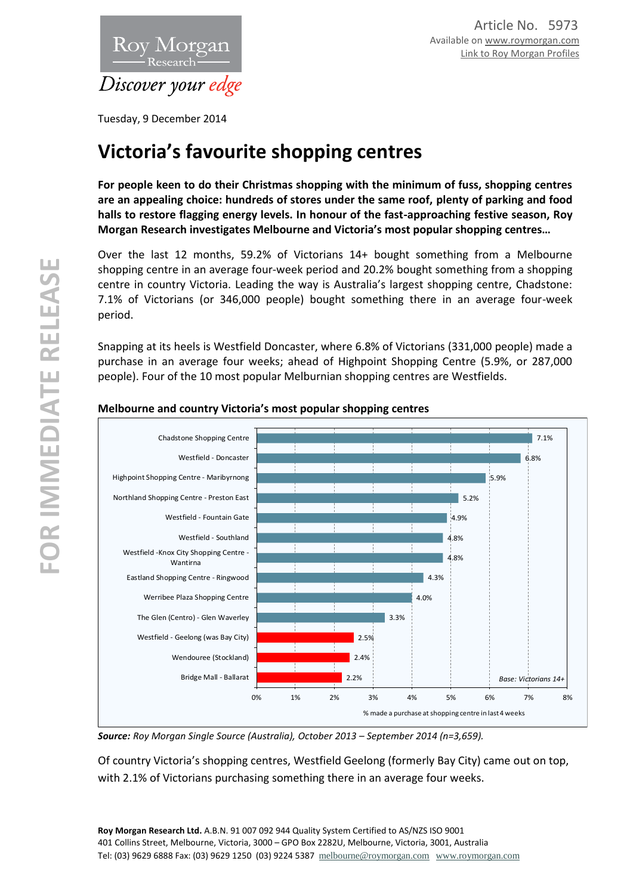Article No. 5973
Available on www.roymorgan.com
Link to Roy Morgan Profiles

Tuesday, 9 December 2014

# Victoria's favourite shopping centres

**For people keen to do their Christmas shopping with the minimum of fuss, shopping centres are an appealing choice: hundreds of stores under the same roof, plenty of parking and food halls to restore flagging energy levels. In honour of the fast-approaching festive season, Roy Morgan Research investigates Melbourne and Victoria's most popular shopping centres…**

Over the last 12 months, 59.2% of Victorians 14+ bought something from a Melbourne shopping centre in an average four-week period and 20.2% bought something from a shopping centre in country Victoria. Leading the way is Australia's largest shopping centre, Chadstone: 7.1% of Victorians (or 346,000 people) bought something there in an average four-week period.

Snapping at its heels is Westfield Doncaster, where 6.8% of Victorians (331,000 people) made a purchase in an average four weeks; ahead of Highpoint Shopping Centre (5.9%, or 287,000 people). Four of the 10 most popular Melburnian shopping centres are Westfields.

**Melbourne and country Victoria's most popular shopping centres**

| Shopping centre | % made a purchase at shopping centre in last 4 weeks |
|---|---|
| Chadstone Shopping Centre | 7.1% |
| Westfield - Doncaster | 6.8% |
| Highpoint Shopping Centre - Maribyrnong | 5.9% |
| Northland Shopping Centre - Preston East | 5.2% |
| Westfield - Fountain Gate | 4.9% |
| Westfield - Southland | 4.8% |
| Westfield -Knox City Shopping Centre - Wantirna | 4.8% |
| Eastland Shopping Centre - Ringwood | 4.3% |
| Werribee Plaza Shopping Centre | 4.0% |
| The Glen (Centro) - Glen Waverley | 3.3% |
| Westfield - Geelong (was Bay City) | 2.5% |
| Wendouree (Stockland) | 2.4% |
| Bridge Mall - Ballarat | 2.2% |

*Base: Victorians 14+*

***Source:** Roy Morgan Single Source (Australia), October 2013 – September 2014 (n=3,659).*

Of country Victoria's shopping centres, Westfield Geelong (formerly Bay City) came out on top, with 2.1% of Victorians purchasing something there in an average four weeks.

**Roy Morgan Research Ltd.** A.B.N. 91 007 092 944 Quality System Certified to AS/NZS ISO 9001
401 Collins Street, Melbourne, Victoria, 3000 – GPO Box 2282U, Melbourne, Victoria, 3001, Australia
Tel: (03) 9629 6888 Fax: (03) 9629 1250 (03) 9224 5387 melbourne@roymorgan.com www.roymorgan.com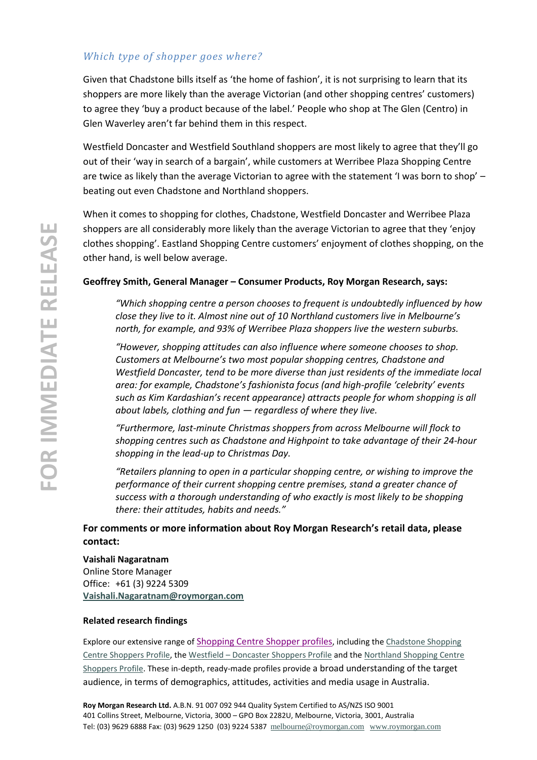### *Which type of shopper goes where?*

Given that Chadstone bills itself as 'the home of fashion', it is not surprising to learn that its shoppers are more likely than the average Victorian (and other shopping centres' customers) to agree they 'buy a product because of the label.' People who shop at The Glen (Centro) in Glen Waverley aren't far behind them in this respect.

Westfield Doncaster and Westfield Southland shoppers are most likely to agree that they'll go out of their 'way in search of a bargain', while customers at Werribee Plaza Shopping Centre are twice as likely than the average Victorian to agree with the statement 'I was born to shop' – beating out even Chadstone and Northland shoppers.

When it comes to shopping for clothes, Chadstone, Westfield Doncaster and Werribee Plaza shoppers are all considerably more likely than the average Victorian to agree that they 'enjoy clothes shopping'. Eastland Shopping Centre customers' enjoyment of clothes shopping, on the other hand, is well below average.

**Geoffrey Smith, General Manager – Consumer Products, Roy Morgan Research, says:**

> *"Which shopping centre a person chooses to frequent is undoubtedly influenced by how close they live to it. Almost nine out of 10 Northland customers live in Melbourne's north, for example, and 93% of Werribee Plaza shoppers live the western suburbs.*
>
> *"However, shopping attitudes can also influence where someone chooses to shop. Customers at Melbourne's two most popular shopping centres, Chadstone and Westfield Doncaster, tend to be more diverse than just residents of the immediate local area: for example, Chadstone's fashionista focus (and high-profile 'celebrity' events such as Kim Kardashian's recent appearance) attracts people for whom shopping is all about labels, clothing and fun — regardless of where they live.*
>
> *"Furthermore, last-minute Christmas shoppers from across Melbourne will flock to shopping centres such as Chadstone and Highpoint to take advantage of their 24-hour shopping in the lead-up to Christmas Day.*
>
> *"Retailers planning to open in a particular shopping centre, or wishing to improve the performance of their current shopping centre premises, stand a greater chance of success with a thorough understanding of who exactly is most likely to be shopping there: their attitudes, habits and needs."*

**For comments or more information about Roy Morgan Research's retail data, please contact:**

**Vaishali Nagaratnam**
Online Store Manager
Office: +61 (3) 9224 5309
**Vaishali.Nagaratnam@roymorgan.com**

**Related research findings**

Explore our extensive range of Shopping Centre Shopper profiles, including the Chadstone Shopping Centre Shoppers Profile, the Westfield – Doncaster Shoppers Profile and the Northland Shopping Centre Shoppers Profile. These in-depth, ready-made profiles provide a broad understanding of the target audience, in terms of demographics, attitudes, activities and media usage in Australia.

**Roy Morgan Research Ltd.** A.B.N. 91 007 092 944 Quality System Certified to AS/NZS ISO 9001
401 Collins Street, Melbourne, Victoria, 3000 – GPO Box 2282U, Melbourne, Victoria, 3001, Australia
Tel: (03) 9629 6888 Fax: (03) 9629 1250 (03) 9224 5387 melbourne@roymorgan.com www.roymorgan.com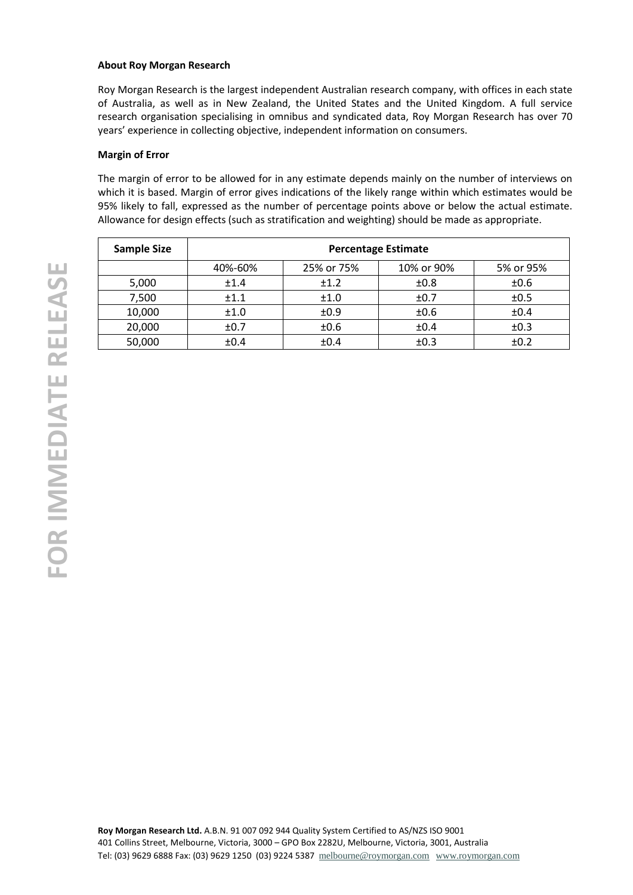**About Roy Morgan Research**

Roy Morgan Research is the largest independent Australian research company, with offices in each state of Australia, as well as in New Zealand, the United States and the United Kingdom. A full service research organisation specialising in omnibus and syndicated data, Roy Morgan Research has over 70 years' experience in collecting objective, independent information on consumers.

**Margin of Error**

The margin of error to be allowed for in any estimate depends mainly on the number of interviews on which it is based. Margin of error gives indications of the likely range within which estimates would be 95% likely to fall, expressed as the number of percentage points above or below the actual estimate. Allowance for design effects (such as stratification and weighting) should be made as appropriate.

| Sample Size | Percentage Estimate | | | |
|---|---|---|---|---|
| | 40%-60% | 25% or 75% | 10% or 90% | 5% or 95% |
| 5,000 | ±1.4 | ±1.2 | ±0.8 | ±0.6 |
| 7,500 | ±1.1 | ±1.0 | ±0.7 | ±0.5 |
| 10,000 | ±1.0 | ±0.9 | ±0.6 | ±0.4 |
| 20,000 | ±0.7 | ±0.6 | ±0.4 | ±0.3 |
| 50,000 | ±0.4 | ±0.4 | ±0.3 | ±0.2 |

FOR IMMEDIATE RELEASE

**Roy Morgan Research Ltd.** A.B.N. 91 007 092 944 Quality System Certified to AS/NZS ISO 9001
401 Collins Street, Melbourne, Victoria, 3000 – GPO Box 2282U, Melbourne, Victoria, 3001, Australia
Tel: (03) 9629 6888 Fax: (03) 9629 1250 (03) 9224 5387 melbourne@roymorgan.com www.roymorgan.com